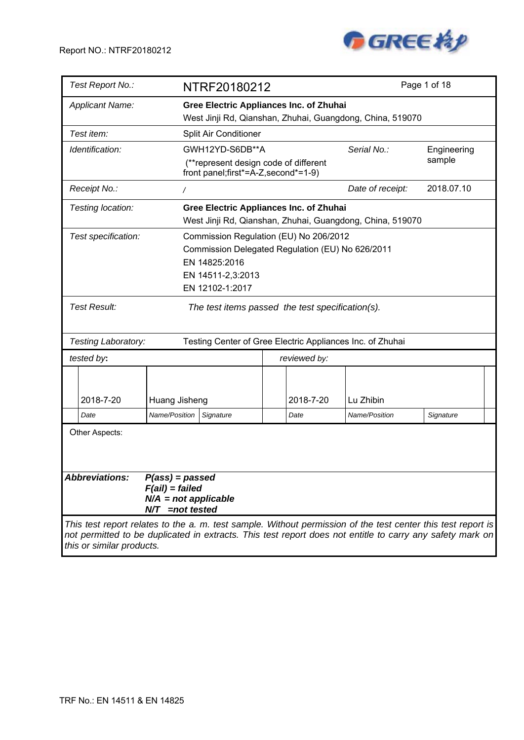| Test Report No.: | NTRF20180212 | | Page 1 of 18 |
|---|---|---|---|
| Applicant Name: | **Gree Electric Appliances Inc. of Zhuhai**<br>West Jinji Rd, Qianshan, Zhuhai, Guangdong, China, 519070 | | |
| Test item: | Split Air Conditioner | | |
| Identification: | GWH12YD-S6DB**A<br>(**represent design code of different front panel;first*=A-Z,second*=1-9) | Serial No.: | Engineering sample |
| Receipt No.: | / | Date of receipt: | 2018.07.10 |
| Testing location: | **Gree Electric Appliances Inc. of Zhuhai**<br>West Jinji Rd, Qianshan, Zhuhai, Guangdong, China, 519070 | | |
| Test specification: | Commission Regulation (EU) No 206/2012<br>Commission Delegated Regulation (EU) No 626/2011<br>EN 14825:2016<br>EN 14511-2,3:2013<br>EN 12102-1:2017 | | |
| Test Result: | *The test items passed the test specification(s).* | | |
| Testing Laboratory: | Testing Center of Gree Electric Appliances Inc. of Zhuhai | | |

| tested by: | | | reviewed by: | | |
|---|---|---|---|---|---|
| 2018-7-20 | Huang Jisheng | | 2018-7-20 | Lu Zhibin | |
| Date | Name/Position | Signature | Date | Name/Position | Signature |

Other Aspects:

***Abbreviations:*** ***P(ass) = passed***
***F(ail) = failed***
***N/A = not applicable***
***N/T =not tested***

*This test report relates to the a. m. test sample. Without permission of the test center this test report is not permitted to be duplicated in extracts. This test report does not entitle to carry any safety mark on this or similar products.*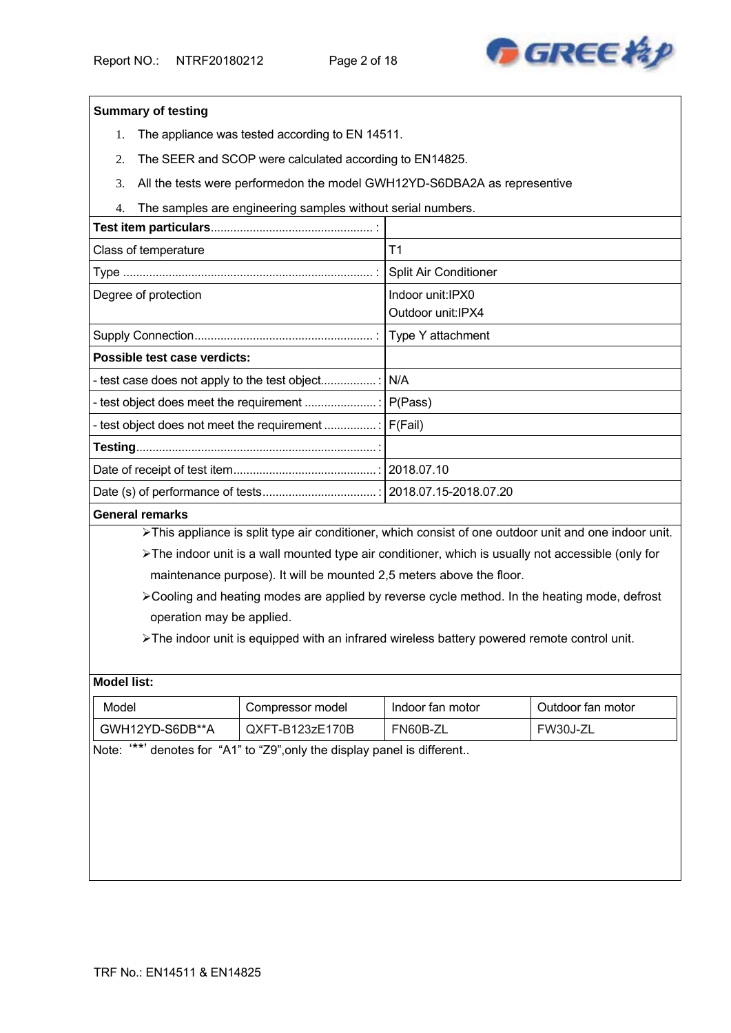**Summary of testing**

1. The appliance was tested according to EN 14511.
2. The SEER and SCOP were calculated according to EN14825.
3. All the tests were performedon the model GWH12YD-S6DBA2A as representive
4. The samples are engineering samples without serial numbers.

| **Test item particulars**.................................................. : | |
|---|---|
| Class of temperature | T1 |
| Type ............................................................................ : | Split Air Conditioner |
| Degree of protection | Indoor unit:IPX0<br>Outdoor unit:IPX4 |
| Supply Connection...................................................... : | Type Y attachment |
| **Possible test case verdicts:** | |
| - test case does not apply to the test object................. : | N/A |
| - test object does meet the requirement ...................... : | P(Pass) |
| - test object does not meet the requirement ................ : | F(Fail) |
| **Testing**.......................................................................... : | |
| Date of receipt of test item............................................ : | 2018.07.10 |
| Date (s) of performance of tests.................................. : | 2018.07.15-2018.07.20 |

**General remarks**

- This appliance is split type air conditioner, which consist of one outdoor unit and one indoor unit.
- The indoor unit is a wall mounted type air conditioner, which is usually not accessible (only for maintenance purpose). It will be mounted 2,5 meters above the floor.
- Cooling and heating modes are applied by reverse cycle method. In the heating mode, defrost operation may be applied.
- The indoor unit is equipped with an infrared wireless battery powered remote control unit.

**Model list:**

| Model | Compressor model | Indoor fan motor | Outdoor fan motor |
|---|---|---|---|
| GWH12YD-S6DB**A | QXFT-B123zE170B | FN60B-ZL | FW30J-ZL |

Note: '**' denotes for "A1" to "Z9",only the display panel is different..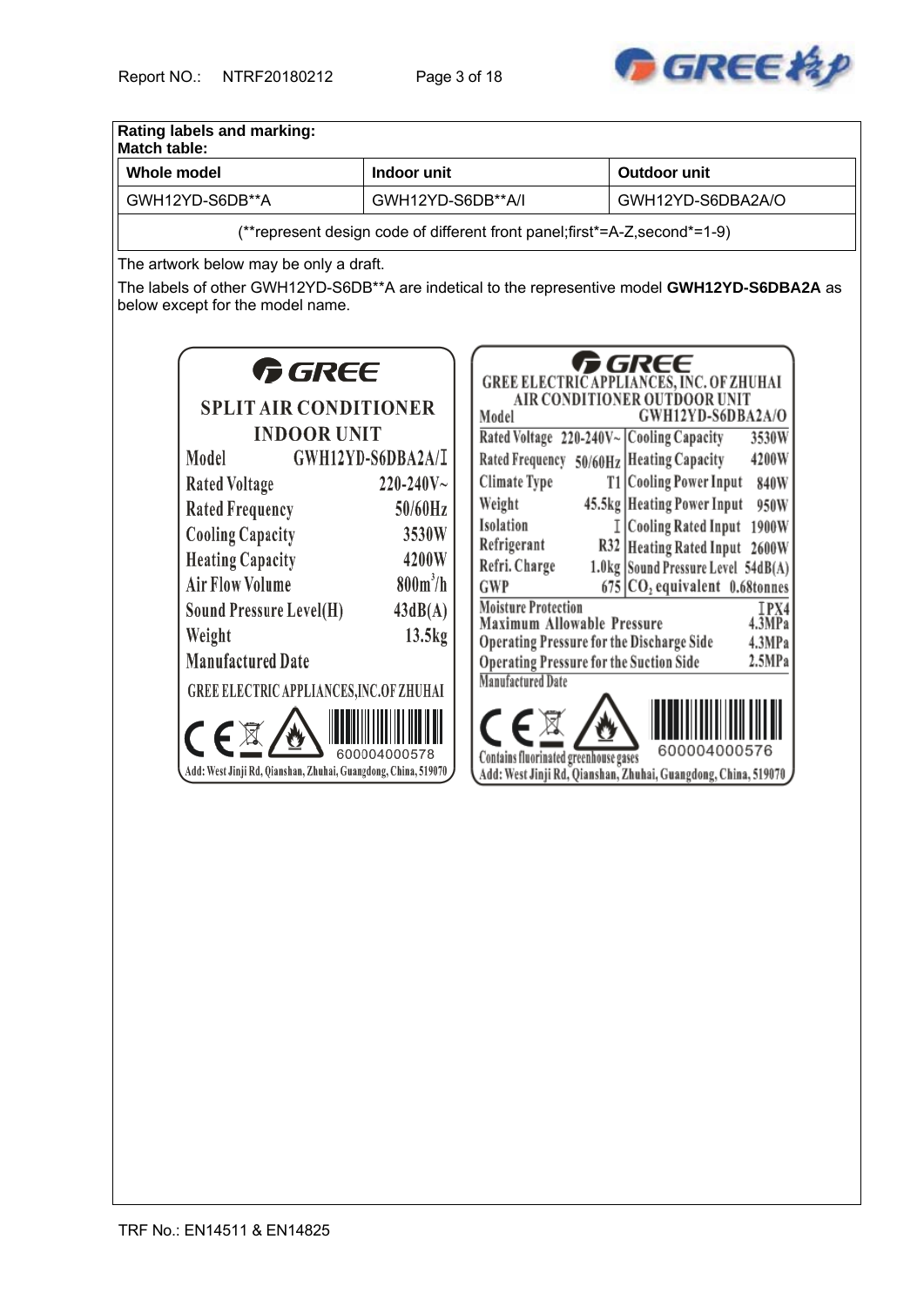**Rating labels and marking:**

**Match table:**

| Whole model | Indoor unit | Outdoor unit |
|---|---|---|
| GWH12YD-S6DB**A | GWH12YD-S6DB**A/I | GWH12YD-S6DBA2A/O |
| (**represent design code of different front panel;first*=A-Z,second*=1-9) | | |

The artwork below may be only a draft.

The labels of other GWH12YD-S6DB**A are indetical to the representive model **GWH12YD-S6DBA2A** as below except for the model name.

**GREE**

**SPLIT AIR CONDITIONER**

**INDOOR UNIT**

| | |
|---|---|
| Model | GWH12YD-S6DBA2A/I |
| Rated Voltage | 220-240V~ |
| Rated Frequency | 50/60Hz |
| Cooling Capacity | 3530W |
| Heating Capacity | 4200W |
| Air Flow Volume | 800m$^3$/h |
| Sound Pressure Level(H) | 43dB(A) |
| Weight | 13.5kg |
| Manufactured Date | |

GREE ELECTRIC APPLIANCES,INC.OF ZHUHAI

600004000578

Add: West Jinji Rd, Qianshan, Zhuhai, Guangdong, China, 519070

**GREE**

**GREE ELECTRIC APPLIANCES, INC. OF ZHUHAI**

**AIR CONDITIONER OUTDOOR UNIT**

Model GWH12YD-S6DBA2A/O

| | | | |
|---|---|---|---|
| Rated Voltage | 220-240V~ | Cooling Capacity | 3530W |
| Rated Frequency | 50/60Hz | Heating Capacity | 4200W |
| Climate Type | T1 | Cooling Power Input | 840W |
| Weight | 45.5kg | Heating Power Input | 950W |
| Isolation | I | Cooling Rated Input | 1900W |
| Refrigerant | R32 | Heating Rated Input | 2600W |
| Refri. Charge | 1.0kg | Sound Pressure Level | 54dB(A) |
| GWP | 675 | $CO_2$ equivalent | 0.68tonnes |

| | |
|---|---|
| Moisture Protection | IPX4 |
| Maximum Allowable Pressure | 4.3MPa |
| Operating Pressure for the Discharge Side | 4.3MPa |
| Operating Pressure for the Suction Side | 2.5MPa |
| Manufactured Date | |

Contains fluorinated greenhouse gases

600004000576

Add: West Jinji Rd, Qianshan, Zhuhai, Guangdong, China, 519070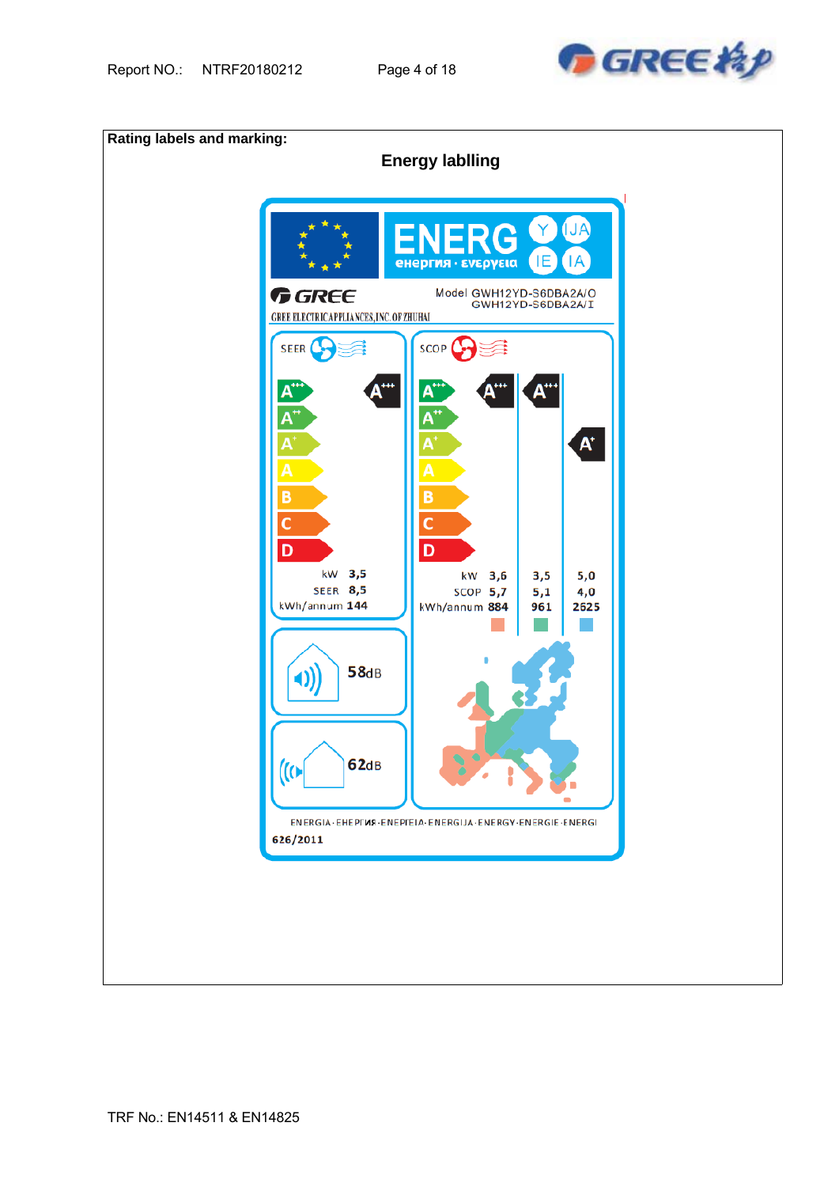**Rating labels and marking:**

## Energy lablling

ENERG енергия · ενεργεια Y IJA IE IA

GREE

GREE ELECTRIC APPLIANCES,INC.OF ZHUHAI

Model GWH12YD-S6DBA2A/O
GWH12YD-S6DBA2A/I

SEER

A+++ A++ A+ A B C D

A+++

| | |
|---|---|
| kW | 3,5 |
| SEER | 8,5 |
| kWh/annum | 144 |

SCOP

A+++ A++ A+ A B C D

A+++ A+++ A+

| | | | |
|---|---|---|---|
| kW | 3,6 | 3,5 | 5,0 |
| SCOP | 5,7 | 5,1 | 4,0 |
| kWh/annum | 884 | 961 | 2625 |

58dB

62dB

ENERGIA · ЕНЕРГИЯ · ΕΝΕΡΓΕΙΑ · ENERGIJA · ENERGY · ENERGIE · ENERGI

626/2011

TRF No.: EN14511 & EN14825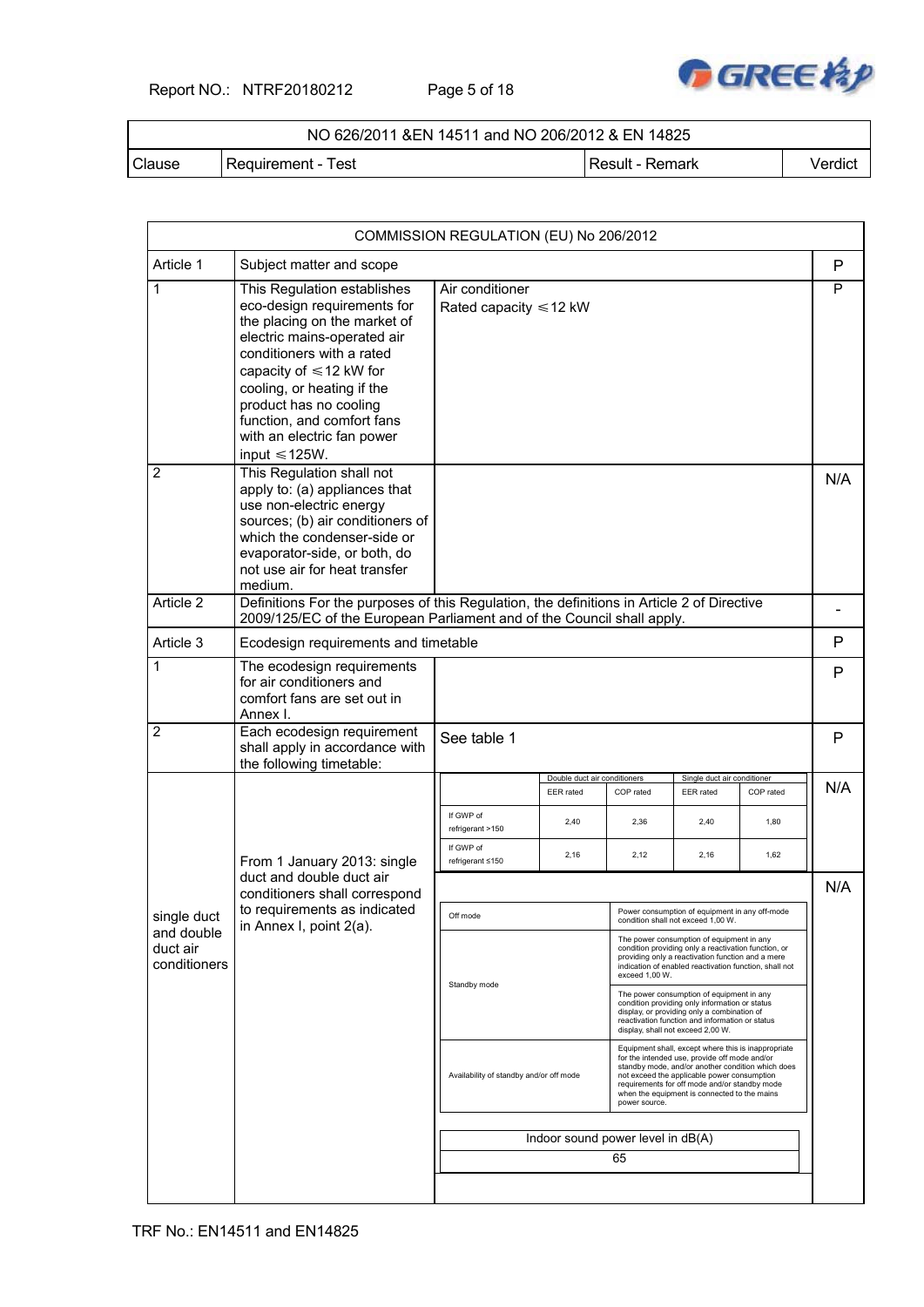| NO 626/2011 &EN 14511 and NO 206/2012 & EN 14825 | | | |
|---|---|---|---|
| Clause | Requirement - Test | Result - Remark | Verdict |

| COMMISSION REGULATION (EU) No 206/2012 | | | |
|---|---|---|---|
| Article 1 | Subject matter and scope | | P |
| 1 | This Regulation establishes eco-design requirements for the placing on the market of electric mains-operated air conditioners with a rated capacity of ≤12 kW for cooling, or heating if the product has no cooling function, and comfort fans with an electric fan power input ≤125W. | Air conditioner<br>Rated capacity ≤12 kW | P |
| 2 | This Regulation shall not apply to: (a) appliances that use non-electric energy sources; (b) air conditioners of which the condenser-side or evaporator-side, or both, do not use air for heat transfer medium. | | N/A |
| Article 2 | Definitions For the purposes of this Regulation, the definitions in Article 2 of Directive 2009/125/EC of the European Parliament and of the Council shall apply. | | - |
| Article 3 | Ecodesign requirements and timetable | | P |
| 1 | The ecodesign requirements for air conditioners and comfort fans are set out in Annex I. | | P |
| 2 | Each ecodesign requirement shall apply in accordance with the following timetable: | See table 1 | P |
| single duct and double duct air conditioners | From 1 January 2013: single duct and double duct air conditioners shall correspond to requirements as indicated in Annex I, point 2(a). | (see tables below) | N/A<br>N/A |

| | Double duct air conditioners | | Single duct air conditioner | |
|---|---|---|---|---|
| | EER rated | COP rated | EER rated | COP rated |
| If GWP of refrigerant >150 | 2,40 | 2,36 | 2,40 | 1,80 |
| If GWP of refrigerant ≤150 | 2,16 | 2,12 | 2,16 | 1,62 |

| | |
|---|---|
| Off mode | Power consumption of equipment in any off-mode condition shall not exceed 1,00 W. |
| Standby mode | The power consumption of equipment in any condition providing only a reactivation function, or providing only a reactivation function and a mere indication of enabled reactivation function, shall not exceed 1,00 W. |
| | The power consumption of equipment in any condition providing only information or status display, or providing only a combination of reactivation function and information or status display, shall not exceed 2,00 W. |
| Availability of standby and/or off mode | Equipment shall, except where this is inappropriate for the intended use, provide off mode and/or standby mode, and/or another condition which does not exceed the applicable power consumption requirements for off mode and/or standby mode when the equipment is connected to the mains power source. |

| Indoor sound power level in dB(A) |
|---|
| 65 |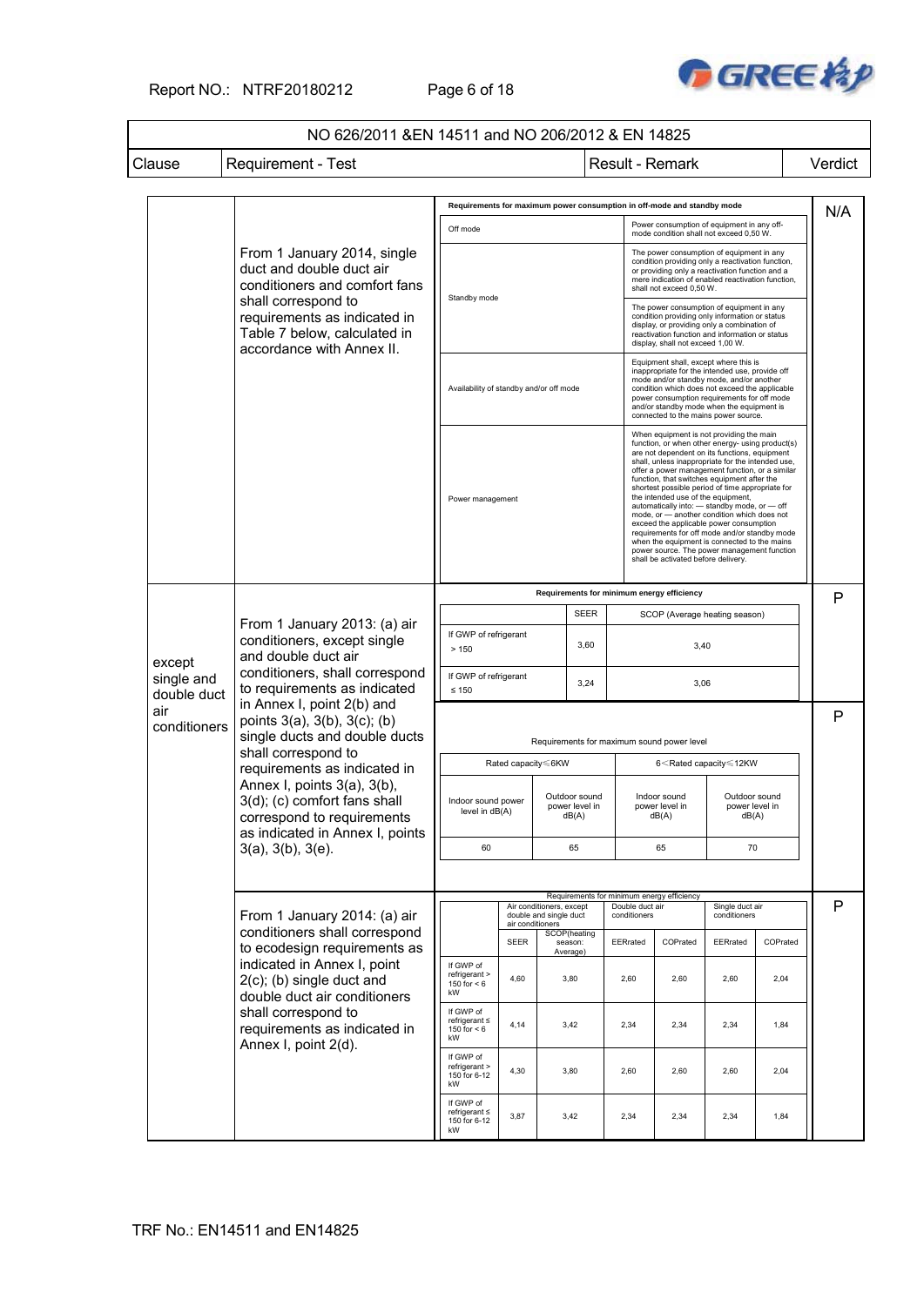| NO 626/2011 &EN 14511 and NO 206/2012 & EN 14825 | | | |
|---|---|---|---|
| Clause | Requirement - Test | Result - Remark | Verdict |

| Clause | Requirement - Test | Result - Remark | Verdict |
|---|---|---|---|
| | From 1 January 2014, single duct and double duct air conditioners and comfort fans shall correspond to requirements as indicated in Table 7 below, calculated in accordance with Annex II. | (see table A below) | N/A |
| except single and double duct air conditioners | From 1 January 2013: (a) air conditioners, except single and double duct air conditioners, shall correspond to requirements as indicated in Annex I, point 2(b) and points 3(a), 3(b), 3(c); (b) single ducts and double ducts shall correspond to requirements as indicated in Annex I, points 3(a), 3(b), 3(d); (c) comfort fans shall correspond to requirements as indicated in Annex I, points 3(a), 3(b), 3(e). | (see tables B and C below) | P / P |
| | From 1 January 2014: (a) air conditioners shall correspond to ecodesign requirements as indicated in Annex I, point 2(c); (b) single duct and double duct air conditioners shall correspond to requirements as indicated in Annex I, point 2(d). | (see table D below) | P |

**Table A – Requirements for maximum power consumption in off-mode and standby mode**

| | |
|---|---|
| Off mode | Power consumption of equipment in any off-mode condition shall not exceed 0,50 W. |
| Standby mode | The power consumption of equipment in any condition providing only a reactivation function, or providing only a reactivation function and a mere indication of enabled reactivation function, shall not exceed 0,50 W. |
| | The power consumption of equipment in any condition providing only information or status display, or providing only a combination of reactivation function and information or status display, shall not exceed 1,00 W. |
| Availability of standby and/or off mode | Equipment shall, except where this is inappropriate for the intended use, provide off mode and/or standby mode, and/or another condition which does not exceed the applicable power consumption requirements for off mode and/or standby mode when the equipment is connected to the mains power source. |
| Power management | When equipment is not providing the main function, or when other energy- using product(s) are not dependent on its functions, equipment shall, unless inappropriate for the intended use, offer a power management function, or a similar function, that switches equipment after the shortest possible period of time appropriate for the intended use of the equipment, automatically into: — standby mode, or — off mode, or — another condition which does not exceed the applicable power consumption requirements for off mode and/or standby mode when the equipment is connected to the mains power source. The power management function shall be activated before delivery. |

**Table B – Requirements for minimum energy efficiency**

| | SEER | SCOP (Average heating season) |
|---|---|---|
| If GWP of refrigerant > 150 | 3,60 | 3,40 |
| If GWP of refrigerant ≤ 150 | 3,24 | 3,06 |

**Table C – Requirements for maximum sound power level**

| Rated capacity≤6KW | | 6<Rated capacity≤12KW | |
|---|---|---|---|
| Indoor sound power level in dB(A) | Outdoor sound power level in dB(A) | Indoor sound power level in dB(A) | Outdoor sound power level in dB(A) |
| 60 | 65 | 65 | 70 |

**Table D – Requirements for minimum energy efficiency**

| | Air conditioners, except double and single duct air conditioners | | Double duct air conditioners | | Single duct air conditioners | |
|---|---|---|---|---|---|---|
| | SEER | SCOP(heating season: Average) | EERrated | COPrated | EERrated | COPrated |
| If GWP of refrigerant > 150 for < 6 kW | 4,60 | 3,80 | 2,60 | 2,60 | 2,60 | 2,04 |
| If GWP of refrigerant ≤ 150 for < 6 kW | 4,14 | 3,42 | 2,34 | 2,34 | 2,34 | 1,84 |
| If GWP of refrigerant > 150 for 6-12 kW | 4,30 | 3,80 | 2,60 | 2,60 | 2,60 | 2,04 |
| If GWP of refrigerant ≤ 150 for 6-12 kW | 3,87 | 3,42 | 2,34 | 2,34 | 2,34 | 1,84 |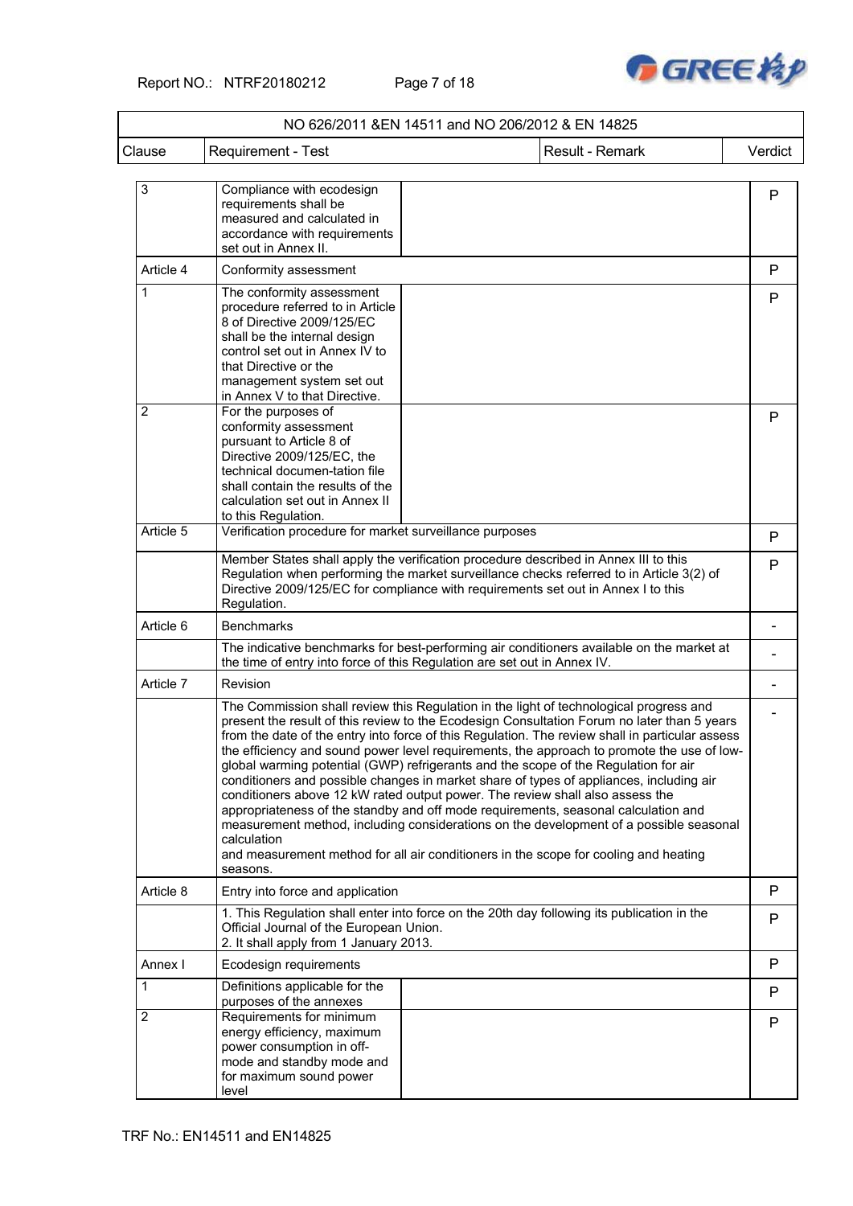| NO 626/2011 &EN 14511 and NO 206/2012 & EN 14825 | | | |
|---|---|---|---|
| Clause | Requirement - Test | Result - Remark | Verdict |
| 3 | Compliance with ecodesign requirements shall be measured and calculated in accordance with requirements set out in Annex II. | | P |
| Article 4 | Conformity assessment | | P |
| 1 | The conformity assessment procedure referred to in Article 8 of Directive 2009/125/EC shall be the internal design control set out in Annex IV to that Directive or the management system set out in Annex V to that Directive. | | P |
| 2 | For the purposes of conformity assessment pursuant to Article 8 of Directive 2009/125/EC, the technical documen-tation file shall contain the results of the calculation set out in Annex II to this Regulation. | | P |
| Article 5 | Verification procedure for market surveillance purposes | | P |
| | Member States shall apply the verification procedure described in Annex III to this Regulation when performing the market surveillance checks referred to in Article 3(2) of Directive 2009/125/EC for compliance with requirements set out in Annex I to this Regulation. | | P |
| Article 6 | Benchmarks | | - |
| | The indicative benchmarks for best-performing air conditioners available on the market at the time of entry into force of this Regulation are set out in Annex IV. | | - |
| Article 7 | Revision | | - |
| | The Commission shall review this Regulation in the light of technological progress and present the result of this review to the Ecodesign Consultation Forum no later than 5 years from the date of the entry into force of this Regulation. The review shall in particular assess the efficiency and sound power level requirements, the approach to promote the use of low-global warming potential (GWP) refrigerants and the scope of the Regulation for air conditioners and possible changes in market share of types of appliances, including air conditioners above 12 kW rated output power. The review shall also assess the appropriateness of the standby and off mode requirements, seasonal calculation and measurement method, including considerations on the development of a possible seasonal calculation and measurement method for all air conditioners in the scope for cooling and heating seasons. | | - |
| Article 8 | Entry into force and application | | P |
| | 1. This Regulation shall enter into force on the 20th day following its publication in the Official Journal of the European Union. 2. It shall apply from 1 January 2013. | | P |
| Annex I | Ecodesign requirements | | P |
| 1 | Definitions applicable for the purposes of the annexes | | P |
| 2 | Requirements for minimum energy efficiency, maximum power consumption in off-mode and standby mode and for maximum sound power level | | P |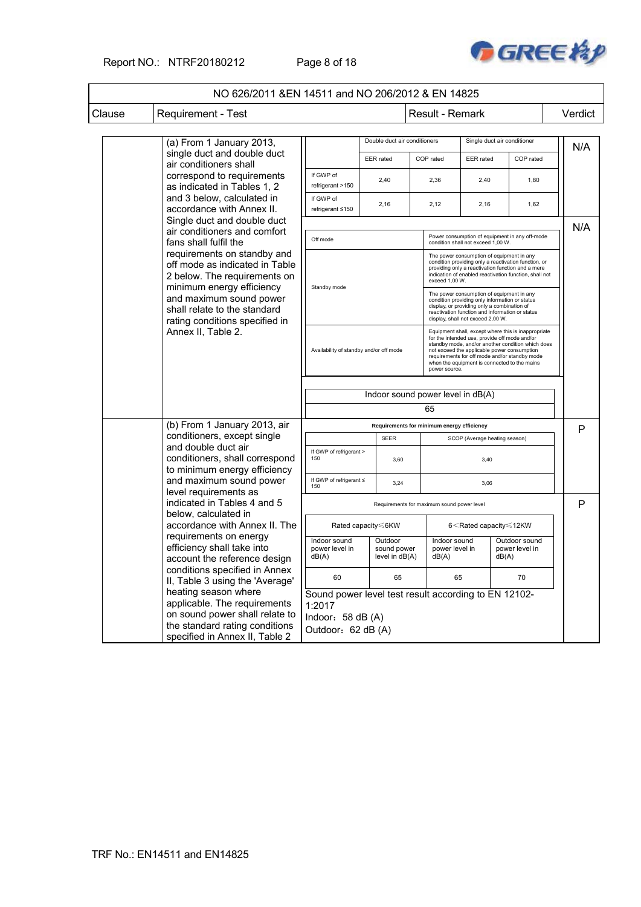| NO 626/2011 &EN 14511 and NO 206/2012 & EN 14825 | | | |
|---|---|---|---|
| Clause | Requirement - Test | Result - Remark | Verdict |
| | (a) From 1 January 2013, single duct and double duct air conditioners shall correspond to requirements as indicated in Tables 1, 2 and 3 below, calculated in accordance with Annex II. Single duct and double duct air conditioners and comfort fans shall fulfil the requirements on standby and off mode as indicated in Table 2 below. The requirements on minimum energy efficiency and maximum sound power shall relate to the standard rating conditions specified in Annex II, Table 2. | See tables below | N/A<br>N/A |
| | (b) From 1 January 2013, air conditioners, except single and double duct air conditioners, shall correspond to minimum energy efficiency and maximum sound power level requirements as indicated in Tables 4 and 5 below, calculated in accordance with Annex II. The requirements on energy efficiency shall take into account the reference design conditions specified in Annex II, Table 3 using the 'Average' heating season where applicable. The requirements on sound power shall relate to the standard rating conditions specified in Annex II, Table 2 | See tables below<br>Sound power level test result according to EN 12102-1:2017<br>Indoor：58 dB (A)<br>Outdoor：62 dB (A) | P<br>P |

| | Double duct air conditioners | | Single duct air conditioner | |
|---|---|---|---|---|
| | EER rated | COP rated | EER rated | COP rated |
| If GWP of refrigerant >150 | 2,40 | 2,36 | 2,40 | 1,80 |
| If GWP of refrigerant ≤150 | 2,16 | 2,12 | 2,16 | 1,62 |

| | |
|---|---|
| Off mode | Power consumption of equipment in any off-mode condition shall not exceed 1,00 W. |
| Standby mode | The power consumption of equipment in any condition providing only a reactivation function, or providing only a reactivation function and a mere indication of enabled reactivation function, shall not exceed 1,00 W. |
| | The power consumption of equipment in any condition providing only information or status display, or providing only a combination of reactivation function and information or status display, shall not exceed 2,00 W. |
| Availability of standby and/or off mode | Equipment shall, except where this is inappropriate for the intended use, provide off mode and/or standby mode, and/or another condition which does not exceed the applicable power consumption requirements for off mode and/or standby mode when the equipment is connected to the mains power source. |

| Indoor sound power level in dB(A) |
|---|
| 65 |

| Requirements for minimum energy efficiency | | |
|---|---|---|
| | SEER | SCOP (Average heating season) |
| If GWP of refrigerant > 150 | 3,60 | 3,40 |
| If GWP of refrigerant ≤ 150 | 3,24 | 3,06 |

| Requirements for maximum sound power level | | | |
|---|---|---|---|
| Rated capacity≤6KW | | 6<Rated capacity≤12KW | |
| Indoor sound power level in dB(A) | Outdoor sound power level in dB(A) | Indoor sound power level in dB(A) | Outdoor sound power level in dB(A) |
| 60 | 65 | 65 | 70 |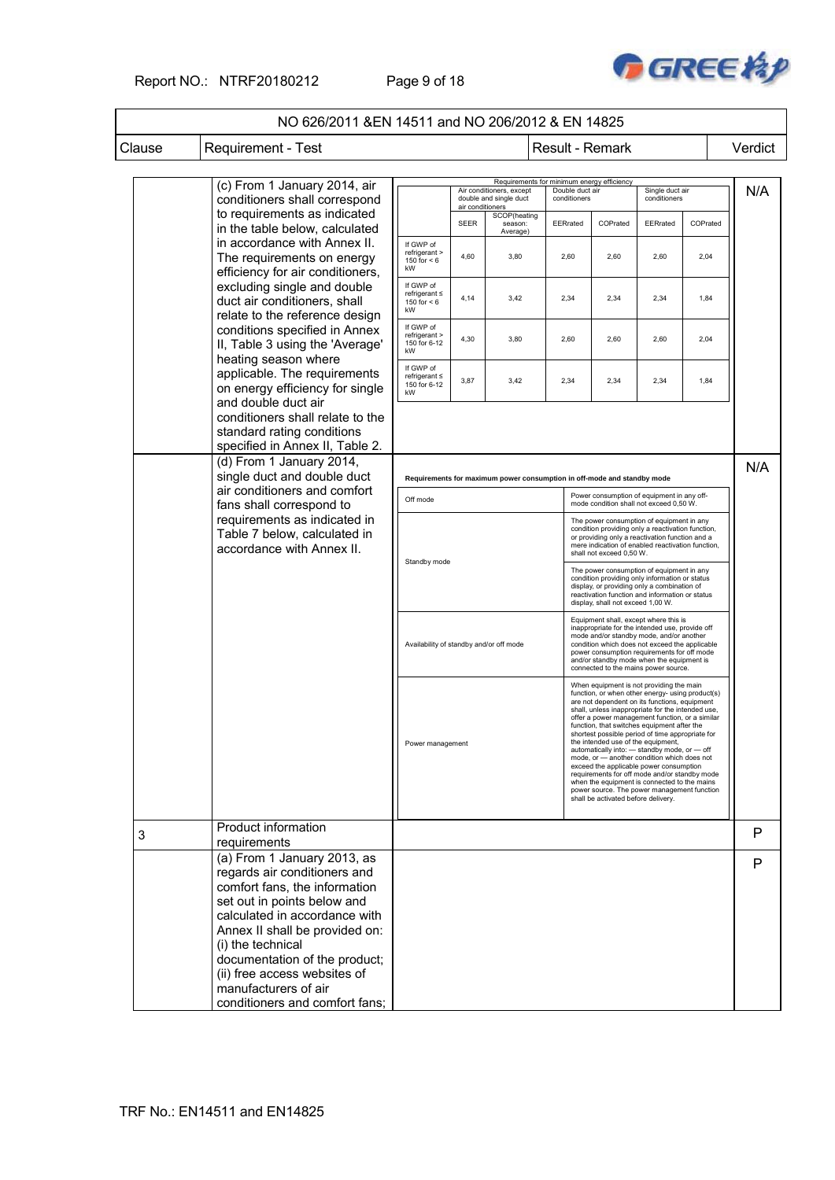| NO 626/2011 &EN 14511 and NO 206/2012 & EN 14825 | | | |
|---|---|---|---|
| Clause | Requirement - Test | Result - Remark | Verdict |
| | (c) From 1 January 2014, air conditioners shall correspond to requirements as indicated in the table below, calculated in accordance with Annex II. The requirements on energy efficiency for air conditioners, excluding single and double duct air conditioners, shall relate to the reference design conditions specified in Annex II, Table 3 using the 'Average' heating season where applicable. The requirements on energy efficiency for single and double duct air conditioners shall relate to the standard rating conditions specified in Annex II, Table 2. | (see table below) | N/A |

Requirements for minimum energy efficiency

| | Air conditioners, except double and single duct air conditioners | | Double duct air conditioners | | Single duct air conditioners | |
|---|---|---|---|---|---|---|
| | SEER | SCOP(heating season: Average) | EERrated | COPrated | EERrated | COPrated |
| If GWP of refrigerant > 150 for < 6 kW | 4,60 | 3,80 | 2,60 | 2,60 | 2,60 | 2,04 |
| If GWP of refrigerant ≤ 150 for < 6 kW | 4,14 | 3,42 | 2,34 | 2,34 | 2,34 | 1,84 |
| If GWP of refrigerant > 150 for 6-12 kW | 4,30 | 3,80 | 2,60 | 2,60 | 2,60 | 2,04 |
| If GWP of refrigerant ≤ 150 for 6-12 kW | 3,87 | 3,42 | 2,34 | 2,34 | 2,34 | 1,84 |

| Clause | Requirement - Test | Result - Remark | Verdict |
|---|---|---|---|
| | (d) From 1 January 2014, single duct and double duct air conditioners and comfort fans shall correspond to requirements as indicated in Table 7 below, calculated in accordance with Annex II. | (see table below) | N/A |

Requirements for maximum power consumption in off-mode and standby mode

| | |
|---|---|
| Off mode | Power consumption of equipment in any off-mode condition shall not exceed 0,50 W. |
| Standby mode | The power consumption of equipment in any condition providing only a reactivation function, or providing only a reactivation function and a mere indication of enabled reactivation function, shall not exceed 0,50 W. |
| | The power consumption of equipment in any condition providing only information or status display, or providing only a combination of reactivation function and information or status display, shall not exceed 1,00 W. |
| Availability of standby and/or off mode | Equipment shall, except where this is inappropriate for the intended use, provide off mode and/or standby mode, and/or another condition which does not exceed the applicable power consumption requirements for off mode and/or standby mode when the equipment is connected to the mains power source. |
| Power management | When equipment is not providing the main function, or when other energy- using product(s) are not dependent on its functions, equipment shall, unless inappropriate for the intended use, offer a power management function, or a similar function, that switches equipment after the shortest possible period of time appropriate for the intended use of the equipment, automatically into: — standby mode, or — off mode, or — another condition which does not exceed the applicable power consumption requirements for off mode and/or standby mode when the equipment is connected to the mains power source. The power management function shall be activated before delivery. |

| Clause | Requirement - Test | Result - Remark | Verdict |
|---|---|---|---|
| 3 | Product information requirements | | P |
| | (a) From 1 January 2013, as regards air conditioners and comfort fans, the information set out in points below and calculated in accordance with Annex II shall be provided on: (i) the technical documentation of the product; (ii) free access websites of manufacturers of air conditioners and comfort fans; | | P |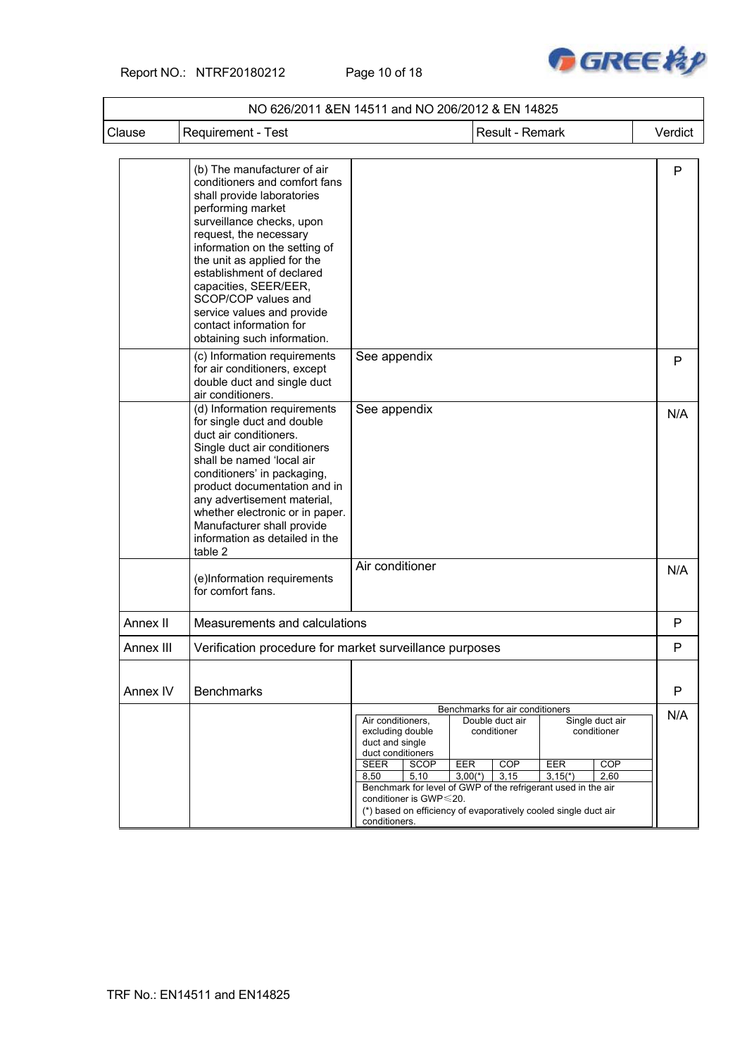| NO 626/2011 &EN 14511 and NO 206/2012 & EN 14825 | | | |
|---|---|---|---|
| Clause | Requirement - Test | Result - Remark | Verdict |
| | (b) The manufacturer of air conditioners and comfort fans shall provide laboratories performing market surveillance checks, upon request, the necessary information on the setting of the unit as applied for the establishment of declared capacities, SEER/EER, SCOP/COP values and service values and provide contact information for obtaining such information. | | P |
| | (c) Information requirements for air conditioners, except double duct and single duct air conditioners. | See appendix | P |
| | (d) Information requirements for single duct and double duct air conditioners. Single duct air conditioners shall be named 'local air conditioners' in packaging, product documentation and in any advertisement material, whether electronic or in paper. Manufacturer shall provide information as detailed in the table 2 | See appendix | N/A |
| | (e)Information requirements for comfort fans. | Air conditioner | N/A |
| Annex II | Measurements and calculations | | P |
| Annex III | Verification procedure for market surveillance purposes | | P |
| Annex IV | Benchmarks | | P |
| | | Benchmarks for air conditioners (see table below) | N/A |

Benchmarks for air conditioners

| Air conditioners, excluding double duct and single duct conditioners | | Double duct air conditioner | | Single duct air conditioner | |
|---|---|---|---|---|---|
| SEER | SCOP | EER | COP | EER | COP |
| 8,50 | 5,10 | 3,00(*) | 3,15 | 3,15(*) | 2,60 |

Benchmark for level of GWP of the refrigerant used in the air conditioner is GWP≤20.

(*) based on efficiency of evaporatively cooled single duct air conditioners.

TRF No.: EN14511 and EN14825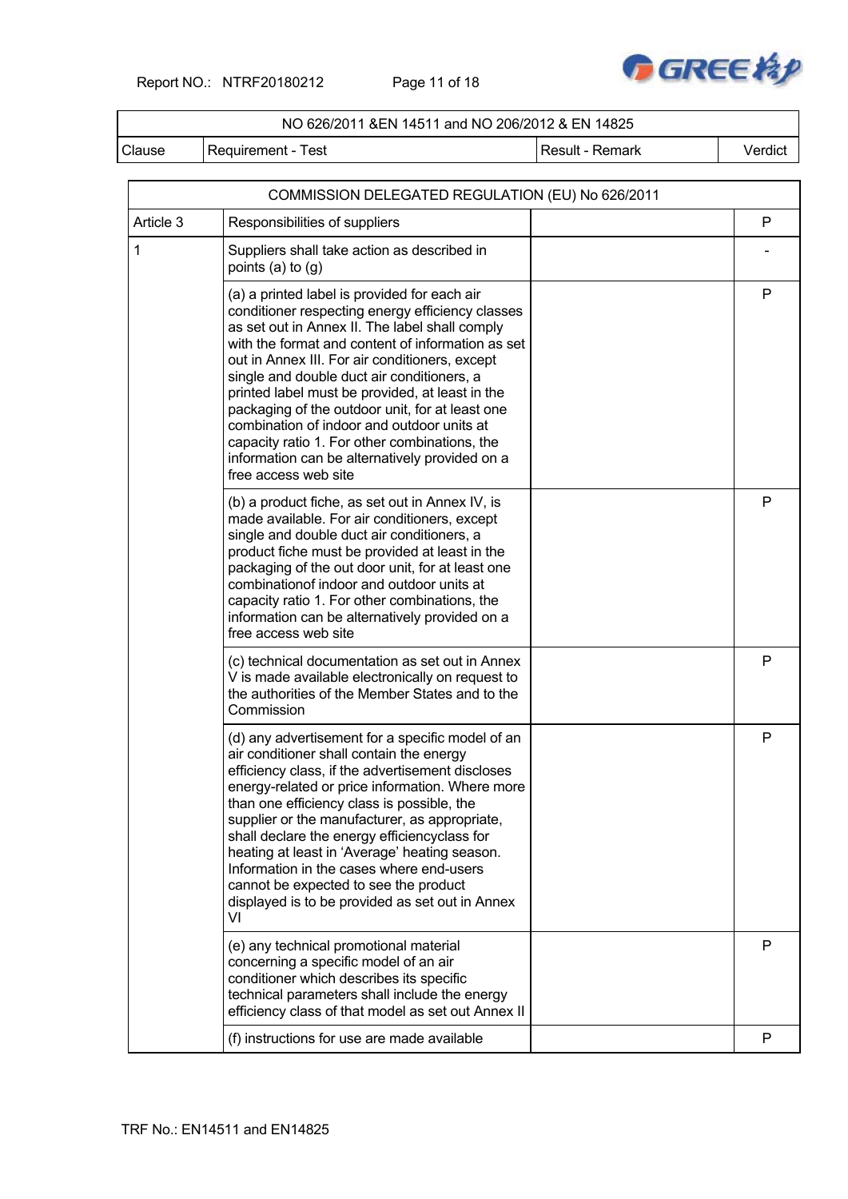| NO 626/2011 &EN 14511 and NO 206/2012 & EN 14825 | | | |
|---|---|---|---|
| Clause | Requirement - Test | Result - Remark | Verdict |

| COMMISSION DELEGATED REGULATION (EU) No 626/2011 | | | |
|---|---|---|---|
| Article 3 | Responsibilities of suppliers | | P |
| 1 | Suppliers shall take action as described in points (a) to (g) | | - |
| | (a) a printed label is provided for each air conditioner respecting energy efficiency classes as set out in Annex II. The label shall comply with the format and content of information as set out in Annex III. For air conditioners, except single and double duct air conditioners, a printed label must be provided, at least in the packaging of the outdoor unit, for at least one combination of indoor and outdoor units at capacity ratio 1. For other combinations, the information can be alternatively provided on a free access web site | | P |
| | (b) a product fiche, as set out in Annex IV, is made available. For air conditioners, except single and double duct air conditioners, a product fiche must be provided at least in the packaging of the out door unit, for at least one combinationof indoor and outdoor units at capacity ratio 1. For other combinations, the information can be alternatively provided on a free access web site | | P |
| | (c) technical documentation as set out in Annex V is made available electronically on request to the authorities of the Member States and to the Commission | | P |
| | (d) any advertisement for a specific model of an air conditioner shall contain the energy efficiency class, if the advertisement discloses energy-related or price information. Where more than one efficiency class is possible, the supplier or the manufacturer, as appropriate, shall declare the energy efficiencyclass for heating at least in 'Average' heating season. Information in the cases where end-users cannot be expected to see the product displayed is to be provided as set out in Annex VI | | P |
| | (e) any technical promotional material concerning a specific model of an air conditioner which describes its specific technical parameters shall include the energy efficiency class of that model as set out Annex II | | P |
| | (f) instructions for use are made available | | P |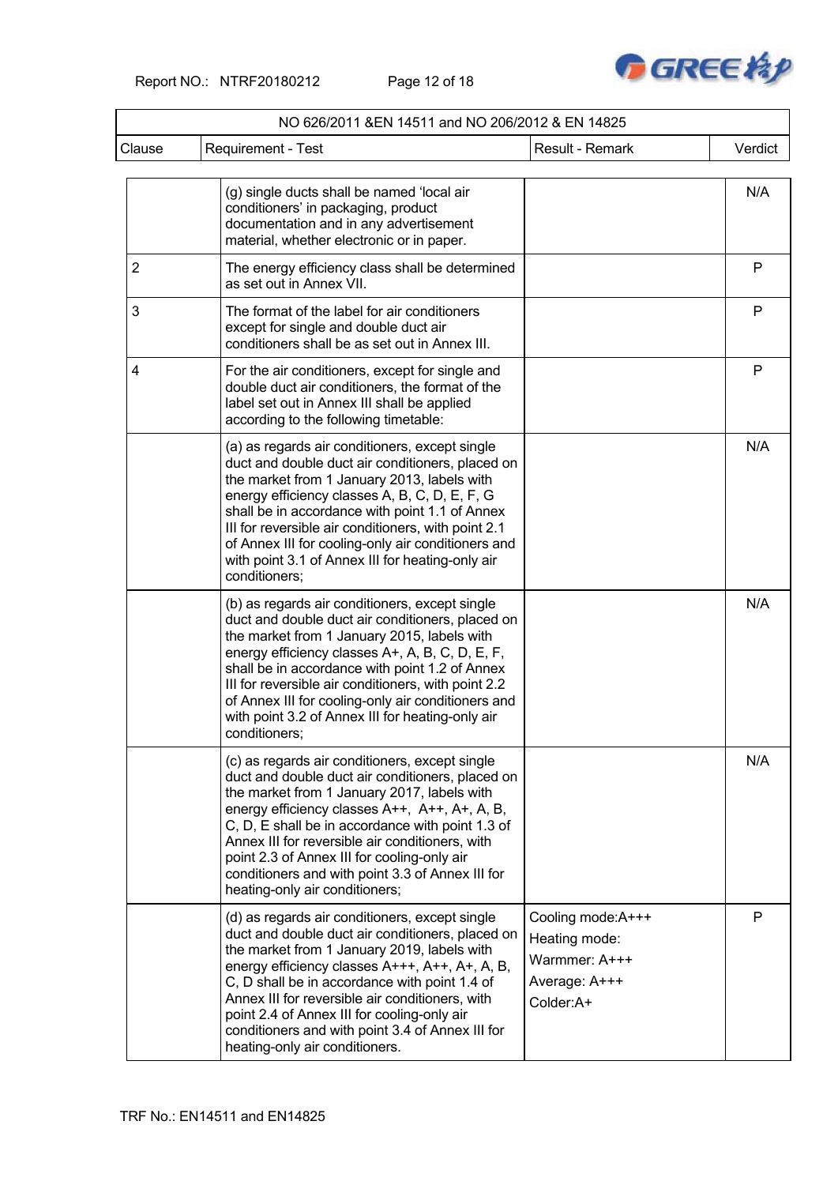| NO 626/2011 &EN 14511 and NO 206/2012 & EN 14825 | | | |
|---|---|---|---|
| Clause | Requirement - Test | Result - Remark | Verdict |
| | (g) single ducts shall be named 'local air conditioners' in packaging, product documentation and in any advertisement material, whether electronic or in paper. | | N/A |
| 2 | The energy efficiency class shall be determined as set out in Annex VII. | | P |
| 3 | The format of the label for air conditioners except for single and double duct air conditioners shall be as set out in Annex III. | | P |
| 4 | For the air conditioners, except for single and double duct air conditioners, the format of the label set out in Annex III shall be applied according to the following timetable: | | P |
| | (a) as regards air conditioners, except single duct and double duct air conditioners, placed on the market from 1 January 2013, labels with energy efficiency classes A, B, C, D, E, F, G shall be in accordance with point 1.1 of Annex III for reversible air conditioners, with point 2.1 of Annex III for cooling-only air conditioners and with point 3.1 of Annex III for heating-only air conditioners; | | N/A |
| | (b) as regards air conditioners, except single duct and double duct air conditioners, placed on the market from 1 January 2015, labels with energy efficiency classes A+, A, B, C, D, E, F, shall be in accordance with point 1.2 of Annex III for reversible air conditioners, with point 2.2 of Annex III for cooling-only air conditioners and with point 3.2 of Annex III for heating-only air conditioners; | | N/A |
| | (c) as regards air conditioners, except single duct and double duct air conditioners, placed on the market from 1 January 2017, labels with energy efficiency classes A++, A++, A+, A, B, C, D, E shall be in accordance with point 1.3 of Annex III for reversible air conditioners, with point 2.3 of Annex III for cooling-only air conditioners and with point 3.3 of Annex III for heating-only air conditioners; | | N/A |
| | (d) as regards air conditioners, except single duct and double duct air conditioners, placed on the market from 1 January 2019, labels with energy efficiency classes A+++, A++, A+, A, B, C, D shall be in accordance with point 1.4 of Annex III for reversible air conditioners, with point 2.4 of Annex III for cooling-only air conditioners and with point 3.4 of Annex III for heating-only air conditioners. | Cooling mode:A+++<br>Heating mode:<br>Warmmer: A+++<br>Average: A+++<br>Colder:A+ | P |

TRF No.: EN14511 and EN14825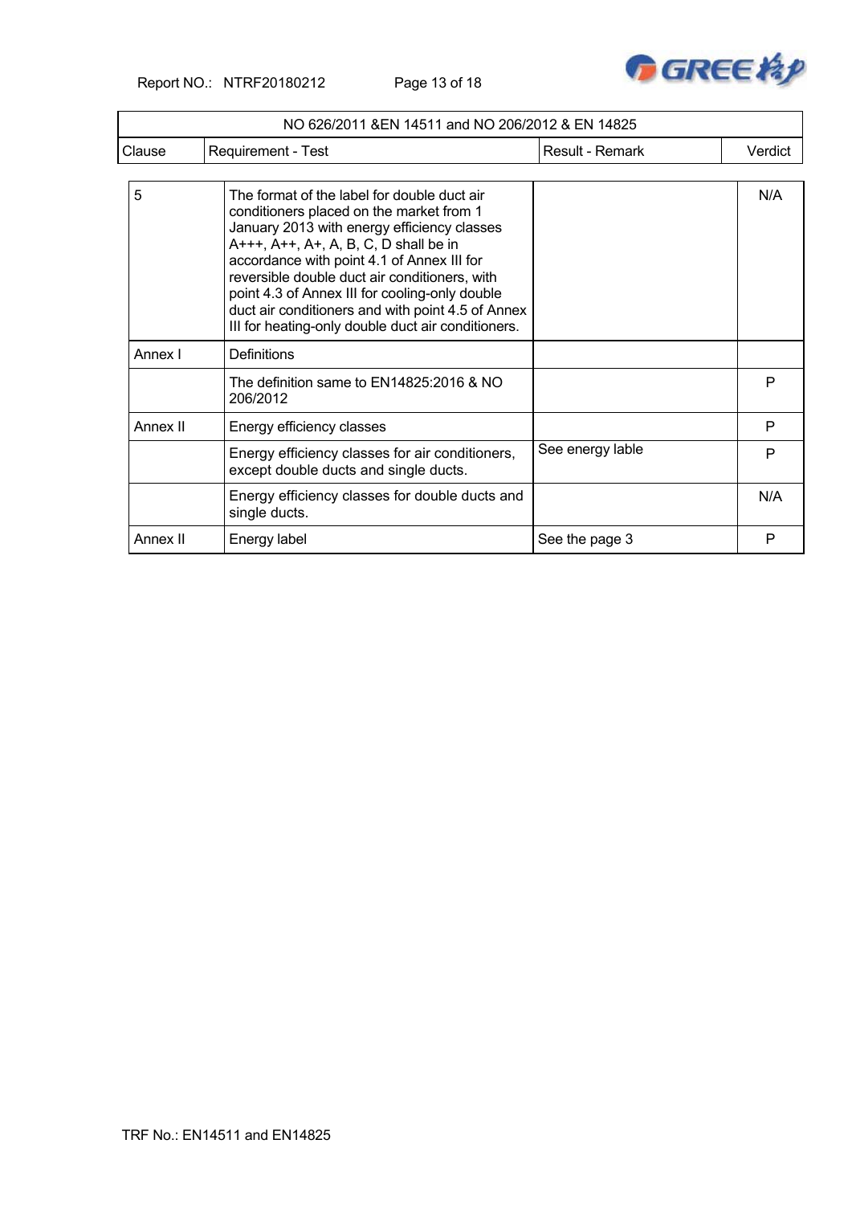| NO 626/2011 &EN 14511 and NO 206/2012 & EN 14825 | | | |
|---|---|---|---|
| Clause | Requirement - Test | Result - Remark | Verdict |
| 5 | The format of the label for double duct air conditioners placed on the market from 1 January 2013 with energy efficiency classes A+++, A++, A+, A, B, C, D shall be in accordance with point 4.1 of Annex III for reversible double duct air conditioners, with point 4.3 of Annex III for cooling-only double duct air conditioners and with point 4.5 of Annex III for heating-only double duct air conditioners. | | N/A |
| Annex I | Definitions | | |
| | The definition same to EN14825:2016 & NO 206/2012 | | P |
| Annex II | Energy efficiency classes | | P |
| | Energy efficiency classes for air conditioners, except double ducts and single ducts. | See energy lable | P |
| | Energy efficiency classes for double ducts and single ducts. | | N/A |
| Annex II | Energy label | See the page 3 | P |

TRF No.: EN14511 and EN14825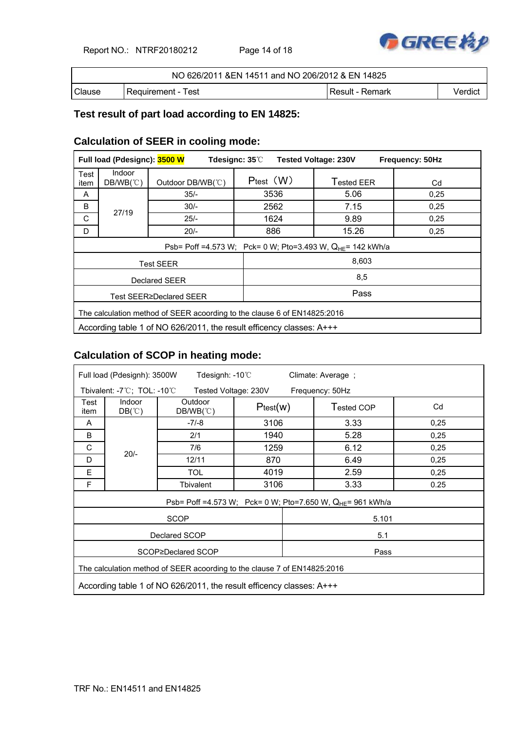| NO 626/2011 &EN 14511 and NO 206/2012 & EN 14825 | | | |
|---|---|---|---|
| Clause | Requirement - Test | Result - Remark | Verdict |

### Test result of part load according to EN 14825:

### Calculation of SEER in cooling mode:

| **Full load (Pdesignc): 3500 W** | | **Tdesignc: 35℃** | **Tested Voltage: 230V** | | **Frequency: 50Hz** |
|---|---|---|---|---|---|
| Test item | Indoor DB/WB(℃) | Outdoor DB/WB(℃) | Ptest（W） | Tested EER | Cd |
| A | 27/19 | 35/- | 3536 | 5.06 | 0,25 |
| B | | 30/- | 2562 | 7.15 | 0,25 |
| C | | 25/- | 1624 | 9.89 | 0,25 |
| D | | 20/- | 886 | 15.26 | 0,25 |
| Psb= Poff =4.573 W; Pck= 0 W; Pto=3.493 W, $Q_{HE}$= 142 kWh/a | | | | | |
| Test SEER | | | 8,603 | | |
| Declared SEER | | | 8,5 | | |
| Test SEER≥Declared SEER | | | Pass | | |
| The calculation method of SEER acoording to the clause 6 of EN14825:2016 | | | | | |
| According table 1 of NO 626/2011, the result efficency classes: A+++ | | | | | |

### Calculation of SCOP in heating mode:

| Full load (Pdesignh): 3500W | | Tdesignh: -10℃ | | Climate: Average ; | |
|---|---|---|---|---|---|
| Tbivalent: -7℃; TOL: -10℃ | | Tested Voltage: 230V | | Frequency: 50Hz | |
| Test item | Indoor DB(℃) | Outdoor DB/WB(℃) | Ptest(W) | Tested COP | Cd |
| A | 20/- | -7/-8 | 3106 | 3.33 | 0,25 |
| B | | 2/1 | 1940 | 5.28 | 0,25 |
| C | | 7/6 | 1259 | 6.12 | 0,25 |
| D | | 12/11 | 870 | 6.49 | 0,25 |
| E | | TOL | 4019 | 2.59 | 0,25 |
| F | | Tbivalent | 3106 | 3.33 | 0.25 |
| Psb= Poff =4.573 W; Pck= 0 W; Pto=7.650 W, $Q_{HE}$= 961 kWh/a | | | | | |
| SCOP | | | 5.101 | | |
| Declared SCOP | | | 5.1 | | |
| SCOP≥Declared SCOP | | | Pass | | |
| The calculation method of SEER acoording to the clause 7 of EN14825:2016 | | | | | |
| According table 1 of NO 626/2011, the result efficency classes: A+++ | | | | | |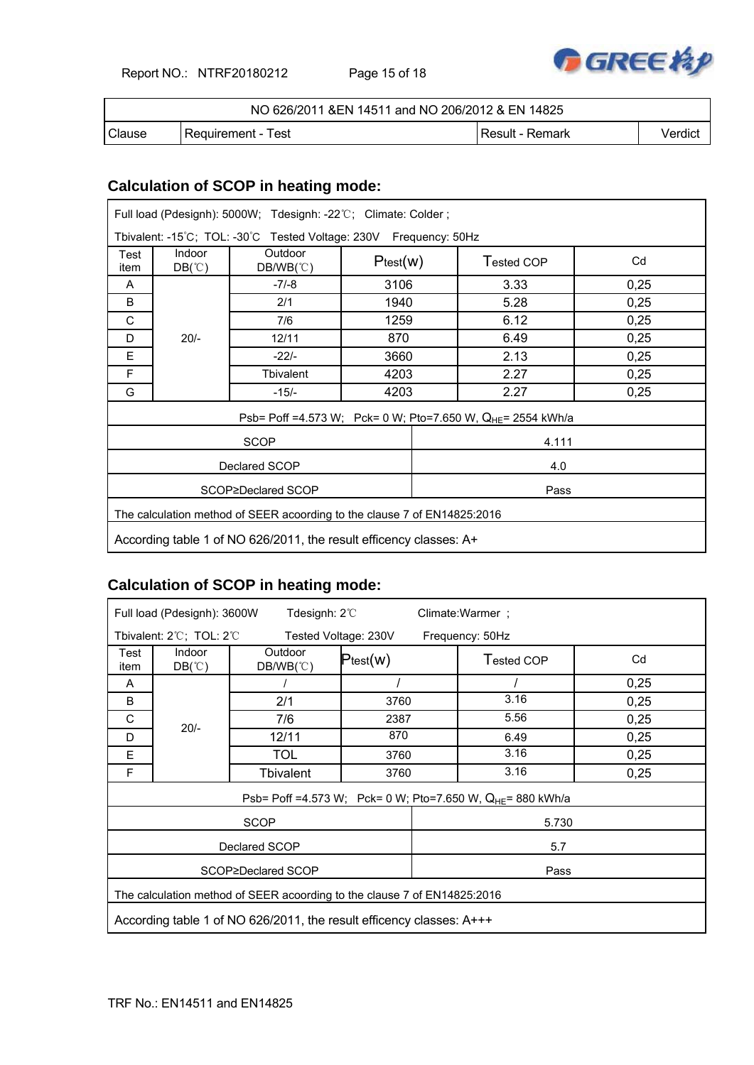| NO 626/2011 &EN 14511 and NO 206/2012 & EN 14825 | | | |
|---|---|---|---|
| Clause | Requirement - Test | Result - Remark | Verdict |

## Calculation of SCOP in heating mode:

Full load (Pdesignh): 5000W; Tdesignh: -22℃; Climate: Colder ;

Tbivalent: -15℃; TOL: -30℃ Tested Voltage: 230V Frequency: 50Hz

| Test item | Indoor DB(℃) | Outdoor DB/WB(℃) | Ptest(w) | Tested COP | Cd |
|---|---|---|---|---|---|
| A | 20/- | -7/-8 | 3106 | 3.33 | 0,25 |
| B | | 2/1 | 1940 | 5.28 | 0,25 |
| C | | 7/6 | 1259 | 6.12 | 0,25 |
| D | | 12/11 | 870 | 6.49 | 0,25 |
| E | | -22/- | 3660 | 2.13 | 0,25 |
| F | | Tbivalent | 4203 | 2.27 | 0,25 |
| G | | -15/- | 4203 | 2.27 | 0,25 |

Psb= Poff =4.573 W; Pck= 0 W; Pto=7.650 W, $Q_{HE}$= 2554 kWh/a

| SCOP | 4.111 |
|---|---|
| Declared SCOP | 4.0 |
| SCOP≥Declared SCOP | Pass |

The calculation method of SEER acoording to the clause 7 of EN14825:2016

According table 1 of NO 626/2011, the result efficency classes: A+

## Calculation of SCOP in heating mode:

Full load (Pdesignh): 3600W Tdesignh: 2℃ Climate:Warmer ;

Tbivalent: 2℃; TOL: 2℃ Tested Voltage: 230V Frequency: 50Hz

| Test item | Indoor DB(℃) | Outdoor DB/WB(℃) | Ptest(w) | Tested COP | Cd |
|---|---|---|---|---|---|
| A | 20/- | / | / | / | 0,25 |
| B | | 2/1 | 3760 | 3.16 | 0,25 |
| C | | 7/6 | 2387 | 5.56 | 0,25 |
| D | | 12/11 | 870 | 6.49 | 0,25 |
| E | | TOL | 3760 | 3.16 | 0,25 |
| F | | Tbivalent | 3760 | 3.16 | 0,25 |

Psb= Poff =4.573 W; Pck= 0 W; Pto=7.650 W, $Q_{HE}$= 880 kWh/a

| SCOP | 5.730 |
|---|---|
| Declared SCOP | 5.7 |
| SCOP≥Declared SCOP | Pass |

The calculation method of SEER acoording to the clause 7 of EN14825:2016

According table 1 of NO 626/2011, the result efficency classes: A+++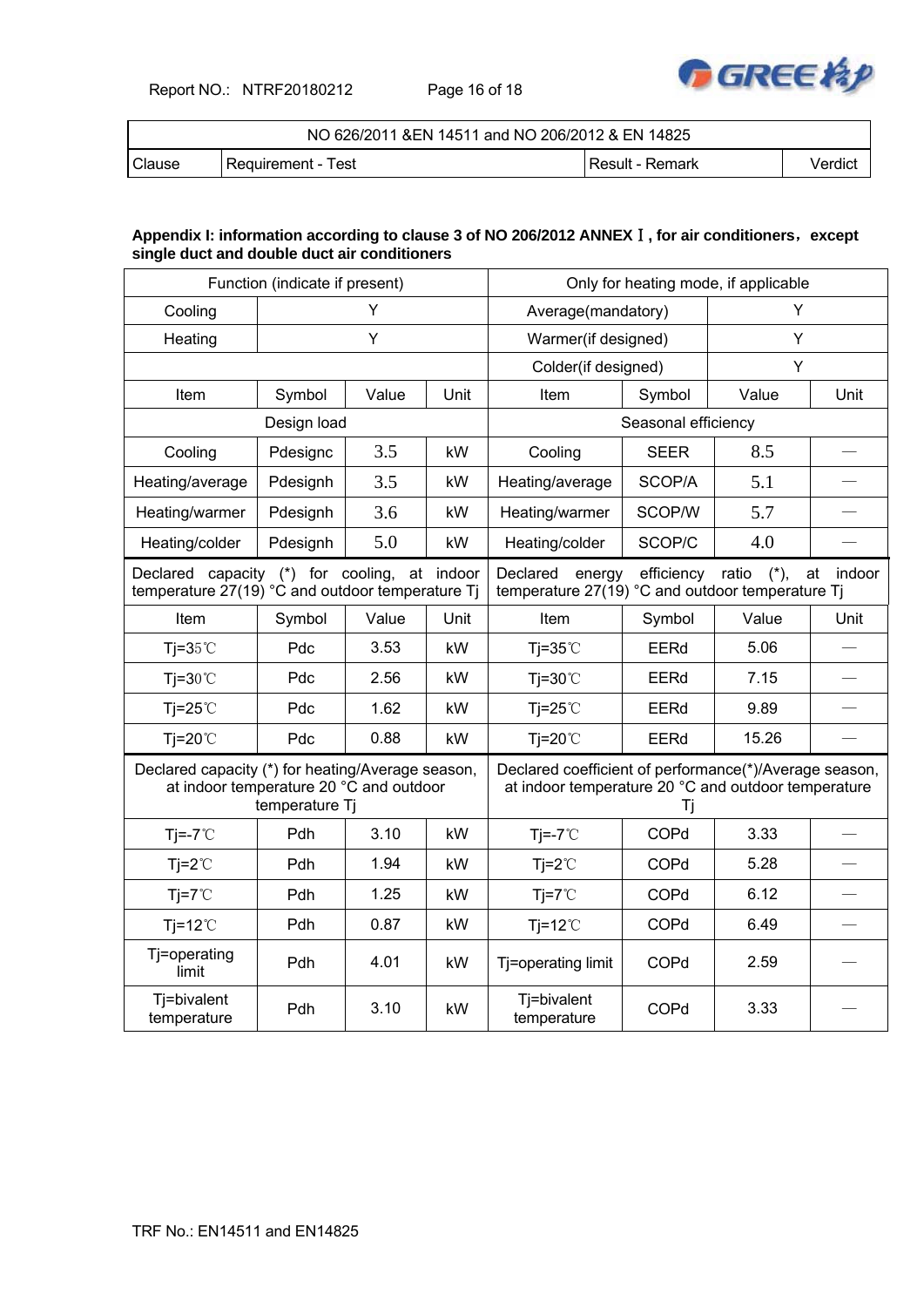| NO 626/2011 &EN 14511 and NO 206/2012 & EN 14825 | | | |
|---|---|---|---|
| Clause | Requirement - Test | Result - Remark | Verdict |

**Appendix I: information according to clause 3 of NO 206/2012 ANNEX Ⅰ, for air conditioners，except single duct and double duct air conditioners**

| Function (indicate if present) | | | | Only for heating mode, if applicable | | | |
|---|---|---|---|---|---|---|---|
| Cooling | Y | | | Average(mandatory) | Y | | |
| Heating | Y | | | Warmer(if designed) | Y | | |
| | | | | Colder(if designed) | Y | | |
| Item | Symbol | Value | Unit | Item | Symbol | Value | Unit |
| Design load | | | | Seasonal efficiency | | | |
| Cooling | Pdesignc | 3.5 | kW | Cooling | SEER | 8.5 | — |
| Heating/average | Pdesignh | 3.5 | kW | Heating/average | SCOP/A | 5.1 | — |
| Heating/warmer | Pdesignh | 3.6 | kW | Heating/warmer | SCOP/W | 5.7 | — |
| Heating/colder | Pdesignh | 5.0 | kW | Heating/colder | SCOP/C | 4.0 | — |
| Declared capacity (*) for cooling, at indoor temperature 27(19) °C and outdoor temperature Tj | | | | Declared energy efficiency ratio (*), at indoor temperature 27(19) °C and outdoor temperature Tj | | | |
| Item | Symbol | Value | Unit | Item | Symbol | Value | Unit |
| Tj=35℃ | Pdc | 3.53 | kW | Tj=35℃ | EERd | 5.06 | — |
| Tj=30℃ | Pdc | 2.56 | kW | Tj=30℃ | EERd | 7.15 | — |
| Tj=25℃ | Pdc | 1.62 | kW | Tj=25℃ | EERd | 9.89 | — |
| Tj=20℃ | Pdc | 0.88 | kW | Tj=20℃ | EERd | 15.26 | — |
| Declared capacity (*) for heating/Average season, at indoor temperature 20 °C and outdoor temperature Tj | | | | Declared coefficient of performance(*)/Average season, at indoor temperature 20 °C and outdoor temperature Tj | | | |
| Tj=-7℃ | Pdh | 3.10 | kW | Tj=-7℃ | COPd | 3.33 | — |
| Tj=2℃ | Pdh | 1.94 | kW | Tj=2℃ | COPd | 5.28 | — |
| Tj=7℃ | Pdh | 1.25 | kW | Tj=7℃ | COPd | 6.12 | — |
| Tj=12℃ | Pdh | 0.87 | kW | Tj=12℃ | COPd | 6.49 | — |
| Tj=operating limit | Pdh | 4.01 | kW | Tj=operating limit | COPd | 2.59 | — |
| Tj=bivalent temperature | Pdh | 3.10 | kW | Tj=bivalent temperature | COPd | 3.33 | — |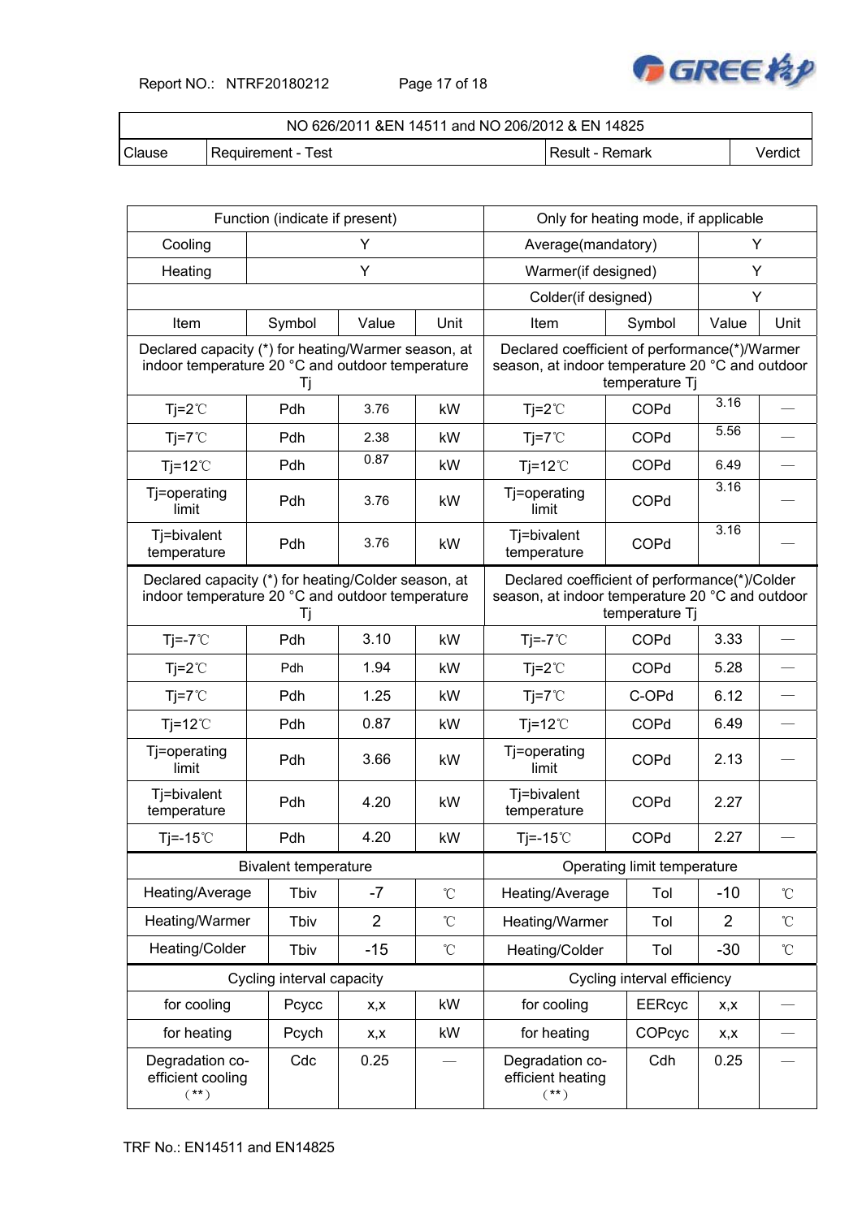| NO 626/2011 &EN 14511 and NO 206/2012 & EN 14825 | | | |
|---|---|---|---|
| Clause | Requirement - Test | Result - Remark | Verdict |

| Function (indicate if present) | | | | Only for heating mode, if applicable | | | |
|---|---|---|---|---|---|---|---|
| Cooling | Y | | | Average(mandatory) | | Y | |
| Heating | Y | | | Warmer(if designed) | | Y | |
| | | | | Colder(if designed) | | Y | |
| Item | Symbol | Value | Unit | Item | Symbol | Value | Unit |
| Declared capacity (*) for heating/Warmer season, at indoor temperature 20 °C and outdoor temperature Tj | | | | Declared coefficient of performance(*)/Warmer season, at indoor temperature 20 °C and outdoor temperature Tj | | | |
| Tj=2℃ | Pdh | 3.76 | kW | Tj=2℃ | COPd | 3.16 | — |
| Tj=7℃ | Pdh | 2.38 | kW | Tj=7℃ | COPd | 5.56 | — |
| Tj=12℃ | Pdh | 0.87 | kW | Tj=12℃ | COPd | 6.49 | — |
| Tj=operating limit | Pdh | 3.76 | kW | Tj=operating limit | COPd | 3.16 | — |
| Tj=bivalent temperature | Pdh | 3.76 | kW | Tj=bivalent temperature | COPd | 3.16 | — |
| Declared capacity (*) for heating/Colder season, at indoor temperature 20 °C and outdoor temperature Tj | | | | Declared coefficient of performance(*)/Colder season, at indoor temperature 20 °C and outdoor temperature Tj | | | |
| Tj=-7℃ | Pdh | 3.10 | kW | Tj=-7℃ | COPd | 3.33 | — |
| Tj=2℃ | Pdh | 1.94 | kW | Tj=2℃ | COPd | 5.28 | — |
| Tj=7℃ | Pdh | 1.25 | kW | Tj=7℃ | C-OPd | 6.12 | — |
| Tj=12℃ | Pdh | 0.87 | kW | Tj=12℃ | COPd | 6.49 | — |
| Tj=operating limit | Pdh | 3.66 | kW | Tj=operating limit | COPd | 2.13 | — |
| Tj=bivalent temperature | Pdh | 4.20 | kW | Tj=bivalent temperature | COPd | 2.27 | |
| Tj=-15℃ | Pdh | 4.20 | kW | Tj=-15℃ | COPd | 2.27 | — |
| Bivalent temperature | | | | Operating limit temperature | | | |
| Heating/Average | Tbiv | -7 | ℃ | Heating/Average | Tol | -10 | ℃ |
| Heating/Warmer | Tbiv | 2 | ℃ | Heating/Warmer | Tol | 2 | ℃ |
| Heating/Colder | Tbiv | -15 | ℃ | Heating/Colder | Tol | -30 | ℃ |
| Cycling interval capacity | | | | Cycling interval efficiency | | | |
| for cooling | Pcycc | x,x | kW | for cooling | EERcyc | x,x | — |
| for heating | Pcych | x,x | kW | for heating | COPcyc | x,x | — |
| Degradation co-efficient cooling (**) | Cdc | 0.25 | — | Degradation co-efficient heating (**) | Cdh | 0.25 | — |

TRF No.: EN14511 and EN14825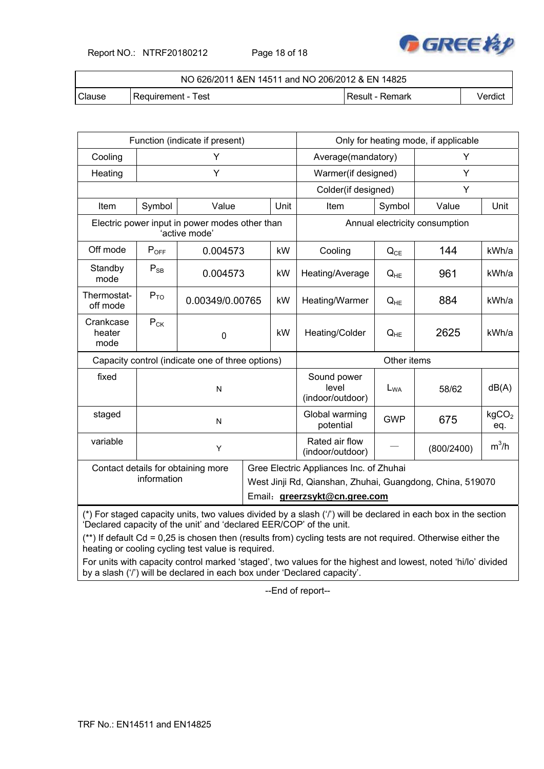| NO 626/2011 &EN 14511 and NO 206/2012 & EN 14825 | | | |
|---|---|---|---|
| Clause | Requirement - Test | Result - Remark | Verdict |

| Function (indicate if present) | | | | Only for heating mode, if applicable | | | |
|---|---|---|---|---|---|---|---|
| Cooling | Y | | | Average(mandatory) | | Y | |
| Heating | Y | | | Warmer(if designed) | | Y | |
| | | | | Colder(if designed) | | Y | |
| Item | Symbol | Value | Unit | Item | Symbol | Value | Unit |
| Electric power input in power modes other than 'active mode' | | | | Annual electricity consumption | | | |
| Off mode | $P_{OFF}$ | 0.004573 | kW | Cooling | $Q_{CE}$ | 144 | kWh/a |
| Standby mode | $P_{SB}$ | 0.004573 | kW | Heating/Average | $Q_{HE}$ | 961 | kWh/a |
| Thermostat-off mode | $P_{TO}$ | 0.00349/0.00765 | kW | Heating/Warmer | $Q_{HE}$ | 884 | kWh/a |
| Crankcase heater mode | $P_{CK}$ | 0 | kW | Heating/Colder | $Q_{HE}$ | 2625 | kWh/a |
| Capacity control (indicate one of three options) | | | | Other items | | | |
| fixed | N | | | Sound power level (indoor/outdoor) | $L_{WA}$ | 58/62 | dB(A) |
| staged | N | | | Global warming potential | GWP | 675 | $kgCO_2$ eq. |
| variable | Y | | | Rated air flow (indoor/outdoor) | — | (800/2400) | $m^3/h$ |
| Contact details for obtaining more information | | Gree Electric Appliances Inc. of Zhuhai<br>West Jinji Rd, Qianshan, Zhuhai, Guangdong, China, 519070<br>Email：**greerzsykt@cn.gree.com** | | | | | |

(*) For staged capacity units, two values divided by a slash ('/') will be declared in each box in the section 'Declared capacity of the unit' and 'declared EER/COP' of the unit.

(**) If default Cd = 0,25 is chosen then (results from) cycling tests are not required. Otherwise either the heating or cooling cycling test value is required.

For units with capacity control marked 'staged', two values for the highest and lowest, noted 'hi/lo' divided by a slash ('/') will be declared in each box under 'Declared capacity'.

--End of report--